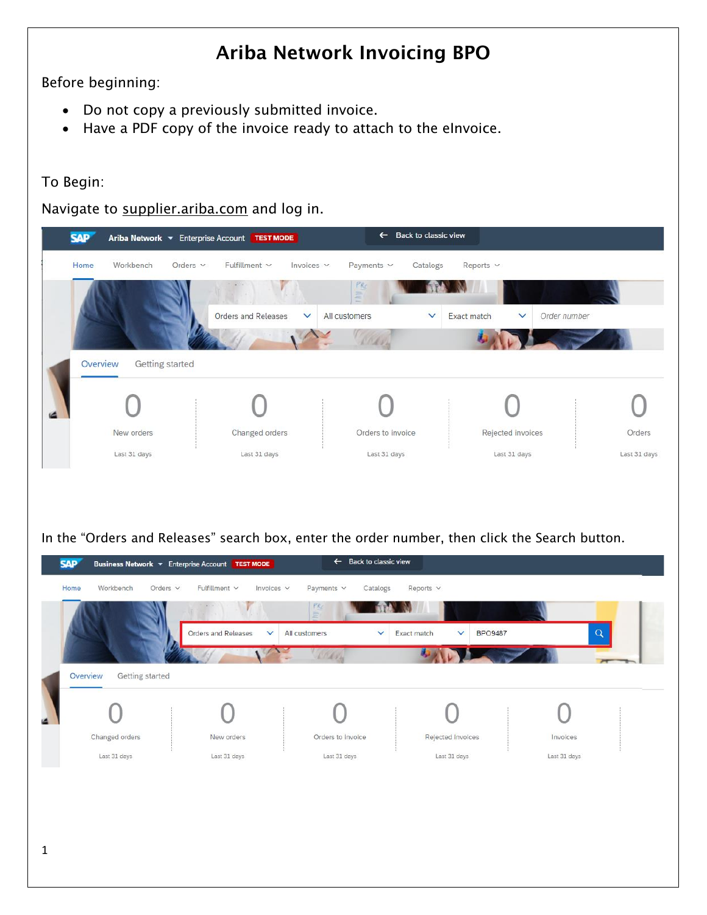# Ariba Network Invoicing BPO

Before beginning:

- Do not copy a previously submitted invoice.
- Have a PDF copy of the invoice ready to attach to the eInvoice.

To Begin:

Navigate to supplier.ariba.com and log in.

In the "Orders and Releases" search box, enter the order number, then click the Search button.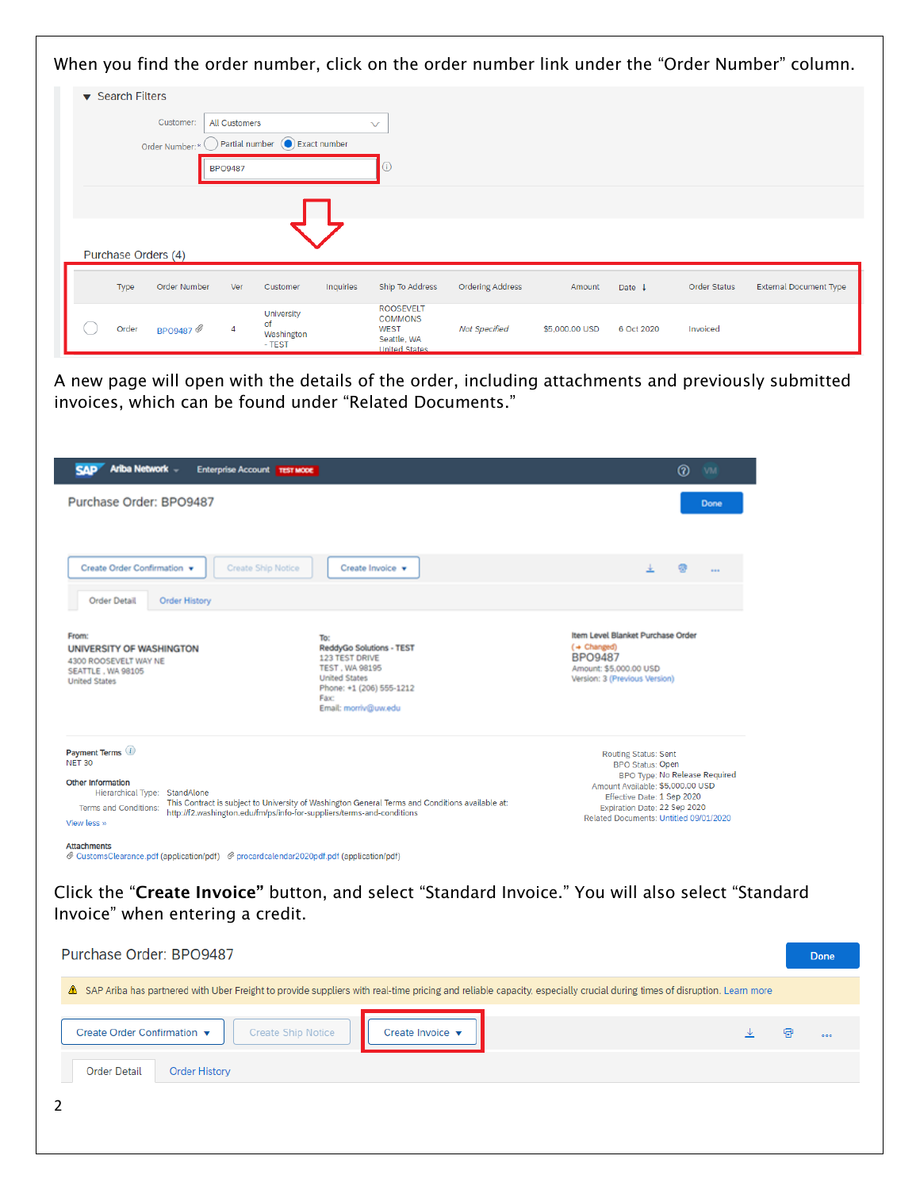When you find the order number, click on the order number link under the "Order Number" column.

Search Filters

Customer: All Customers

Order Number:* Partial number / Exact number

BPO9487

Purchase Orders (4)

| | Type | Order Number | Ver | Customer | Inquiries | Ship To Address | Ordering Address | Amount | Date | Order Status | External Document Type |
|---|---|---|---|---|---|---|---|---|---|---|---|
| | Order | BPO9487 | 4 | University of Washington - TEST | | ROOSEVELT COMMONS WEST Seattle, WA United States | Not Specified | $5,000.00 USD | 6 Oct 2020 | Invoiced | |

A new page will open with the details of the order, including attachments and previously submitted invoices, which can be found under "Related Documents."

SAP Ariba Network Enterprise Account TEST MODE

Purchase Order: BPO9487 Done

Create Order Confirmation | Create Ship Notice | Create Invoice

Order Detail | Order History

From:
UNIVERSITY OF WASHINGTON
4300 ROOSEVELT WAY NE
SEATTLE , WA 98105
United States

To:
ReddyGo Solutions - TEST
123 TEST DRIVE
TEST , WA 98195
United States
Phone: +1 (206) 555-1212
Fax:
Email: morriv@uw.edu

Item Level Blanket Purchase Order
(→ Changed)
BPO9487
Amount: $5,000.00 USD
Version: 3 (Previous Version)

Payment Terms
NET 30

Other Information
Hierarchical Type: StandAlone
Terms and Conditions: This Contract is subject to University of Washington General Terms and Conditions available at: http://f2.washington.edu/fm/ps/info-for-suppliers/terms-and-conditions

View less »

Routing Status: Sent
BPO Status: Open
BPO Type: No Release Required
Amount Available: $5,000.00 USD
Effective Date: 1 Sep 2020
Expiration Date: 22 Sep 2020
Related Documents: Untitled 09/01/2020

Attachments
CustomsClearance.pdf (application/pdf) procardcalendar2020pdf.pdf (application/pdf)

Click the "**Create Invoice**" button, and select "Standard Invoice." You will also select "Standard Invoice" when entering a credit.

Purchase Order: BPO9487 Done

⚠ SAP Ariba has partnered with Uber Freight to provide suppliers with real-time pricing and reliable capacity, especially crucial during times of disruption. Learn more

Create Order Confirmation | Create Ship Notice | Create Invoice

Order Detail | Order History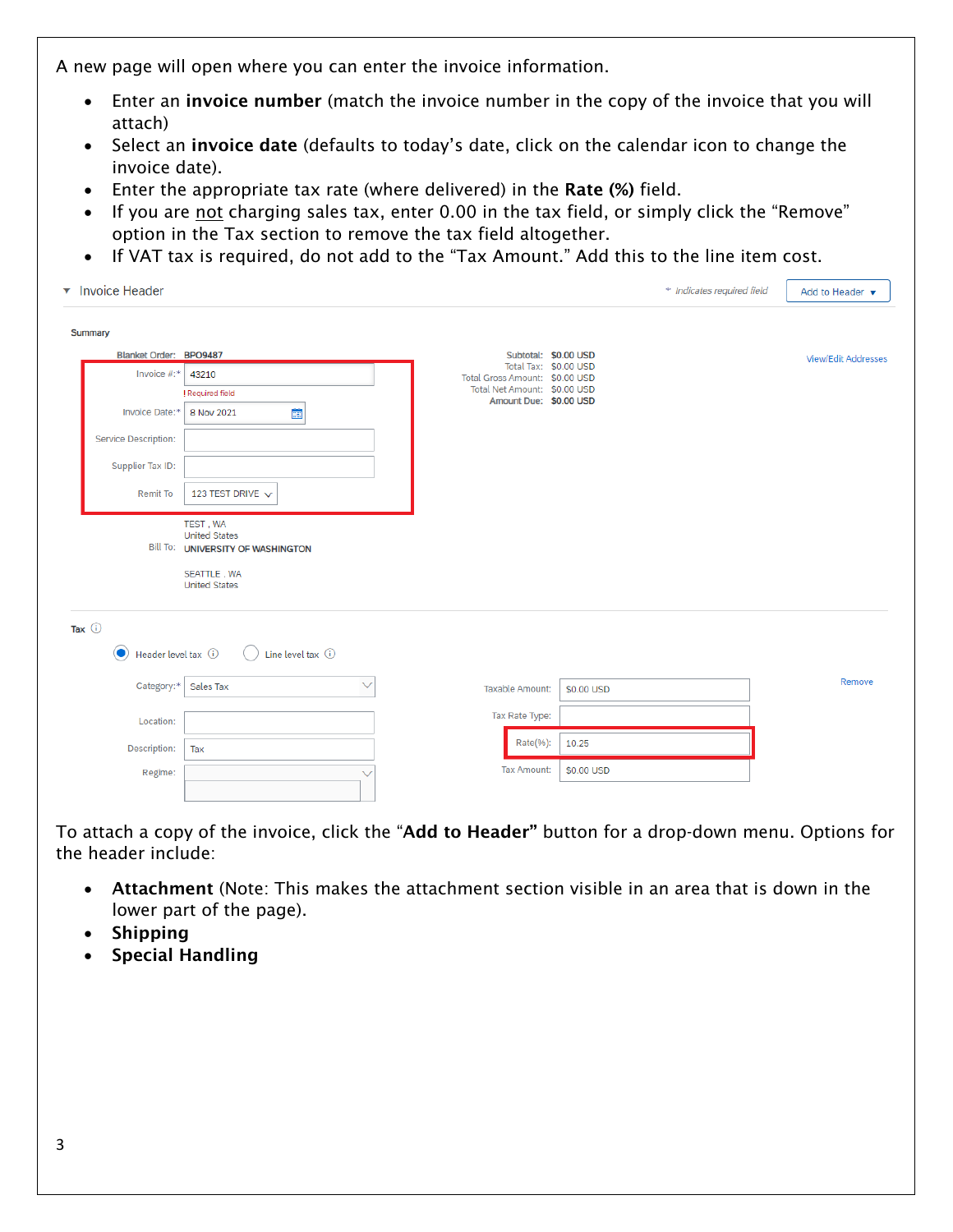A new page will open where you can enter the invoice information.

- Enter an **invoice number** (match the invoice number in the copy of the invoice that you will attach)
- Select an **invoice date** (defaults to today's date, click on the calendar icon to change the invoice date).
- Enter the appropriate tax rate (where delivered) in the **Rate (%)** field.
- If you are not charging sales tax, enter 0.00 in the tax field, or simply click the "Remove" option in the Tax section to remove the tax field altogether.
- If VAT tax is required, do not add to the "Tax Amount." Add this to the line item cost.

To attach a copy of the invoice, click the "**Add to Header"** button for a drop-down menu. Options for the header include:

- **Attachment** (Note: This makes the attachment section visible in an area that is down in the lower part of the page).
- **Shipping**
- **Special Handling**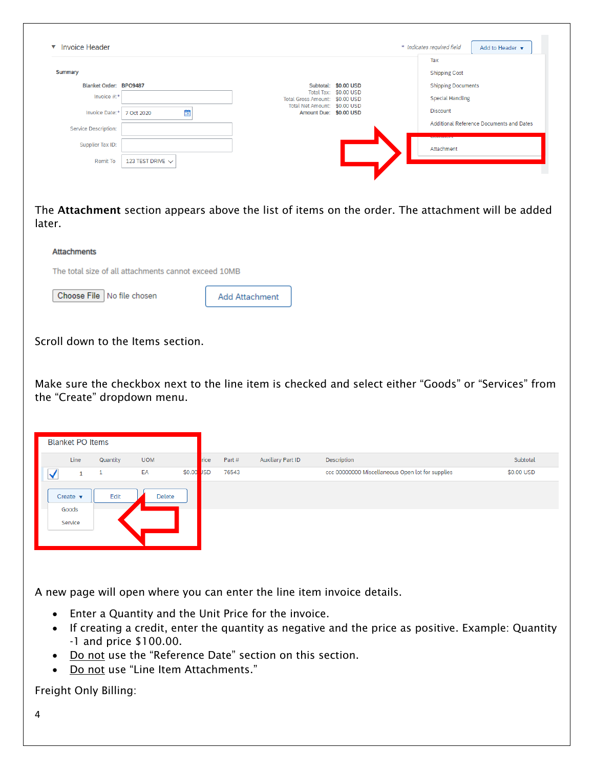The **Attachment** section appears above the list of items on the order. The attachment will be added later.

Scroll down to the Items section.

Make sure the checkbox next to the line item is checked and select either “Goods” or “Services” from the “Create” dropdown menu.

A new page will open where you can enter the line item invoice details.

- Enter a Quantity and the Unit Price for the invoice.
- If creating a credit, enter the quantity as negative and the price as positive. Example: Quantity -1 and price $100.00.
- Do not use the “Reference Date” section on this section.
- Do not use “Line Item Attachments.”

Freight Only Billing: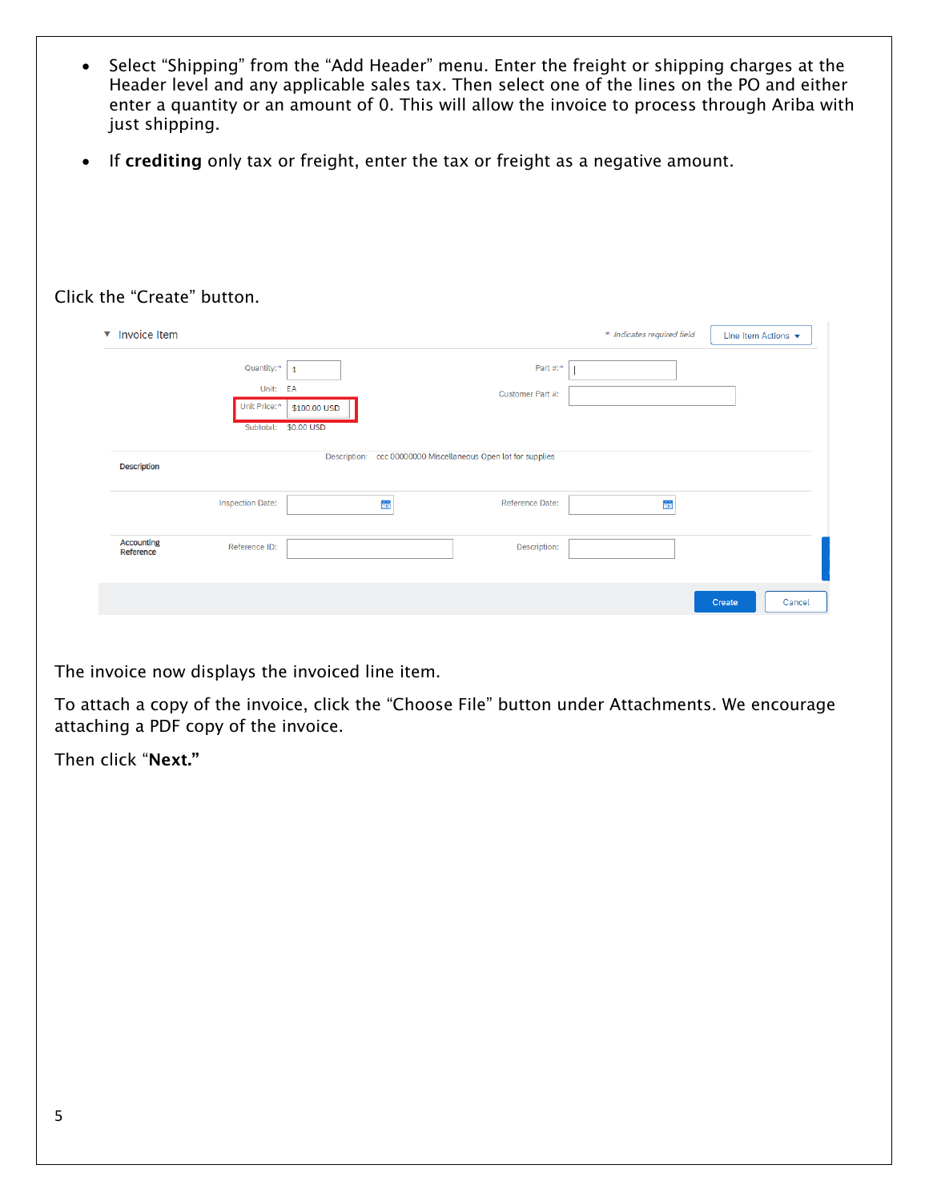- Select "Shipping" from the "Add Header" menu. Enter the freight or shipping charges at the Header level and any applicable sales tax. Then select one of the lines on the PO and either enter a quantity or an amount of 0. This will allow the invoice to process through Ariba with just shipping.
- If **crediting** only tax or freight, enter the tax or freight as a negative amount.

Click the "Create" button.

The invoice now displays the invoiced line item.

To attach a copy of the invoice, click the "Choose File" button under Attachments. We encourage attaching a PDF copy of the invoice.

Then click "**Next.**"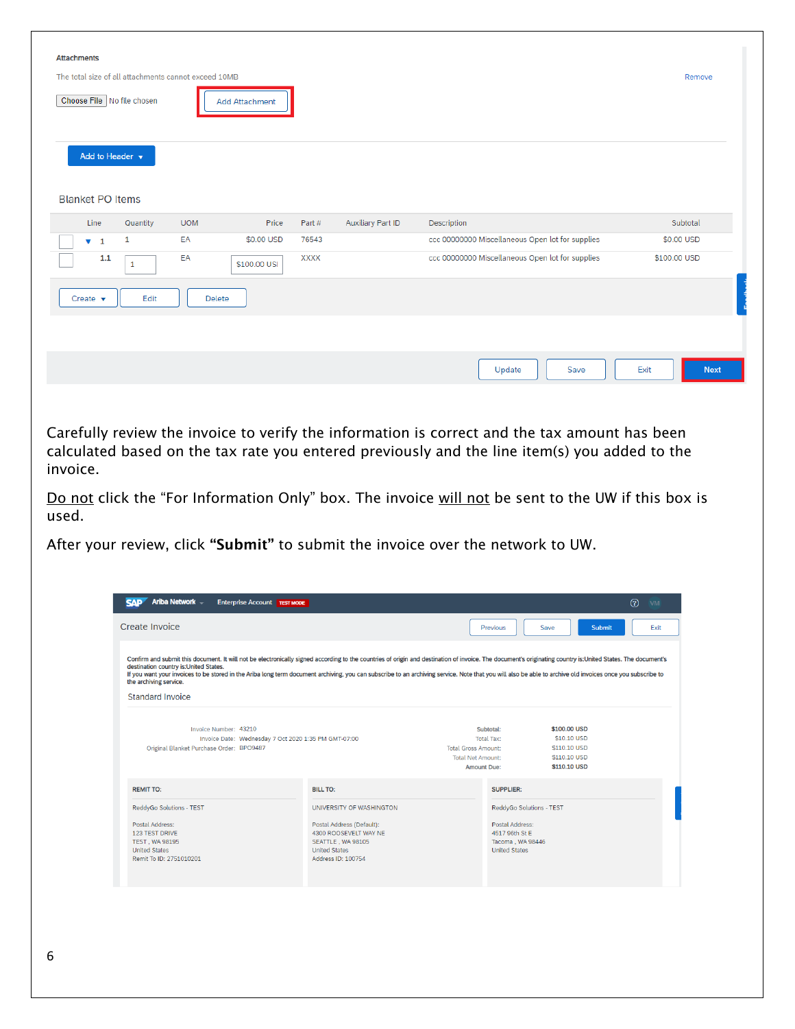Carefully review the invoice to verify the information is correct and the tax amount has been calculated based on the tax rate you entered previously and the line item(s) you added to the invoice.

<u>Do not</u> click the "For Information Only" box. The invoice <u>will not</u> be sent to the UW if this box is used.

After your review, click **"Submit"** to submit the invoice over the network to UW.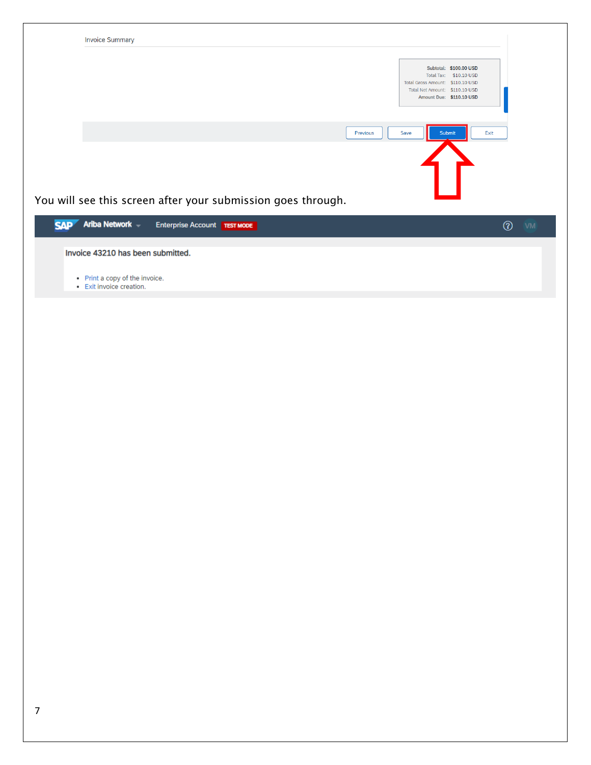Invoice Summary

| | |
|---|---|
| Subtotal: | $100.00 USD |
| Total Tax: | $10.10 USD |
| Total Gross Amount: | $110.10 USD |
| Total Net Amount: | $110.10 USD |
| Amount Due: | $110.10 USD |

Previous Save Submit Exit

You will see this screen after your submission goes through.

SAP Ariba Network Enterprise Account TEST MODE

Invoice 43210 has been submitted.

- Print a copy of the invoice.
- Exit invoice creation.